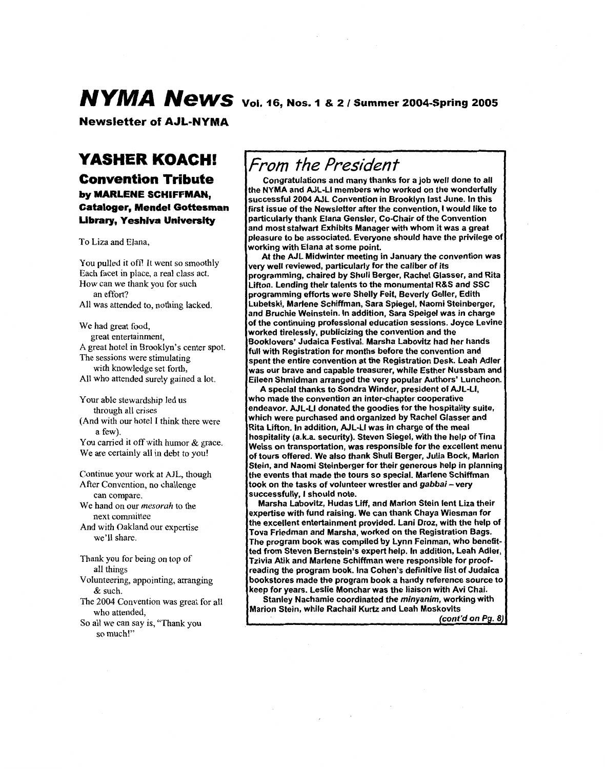# NYMA News Vol. 16, Nos. 1 & 2 / Summer 2004-Spring 2005

**Newsletter of AJL-NYMA**

## YASHER KOACH!

### Convention Tribute

**by MARLENE SCHIFFMAN, Cataloger, Mendel Gottesman Library, Yeshiva University**

To Liza and Elana,

You pulled it off! It went so smoothly  
Each facet in place, a real class act.  
How can we thank you for such  
an effort?  
All was attended to, nothing lacked.

We had great food,  
great entertainment,  
A great hotel in Brooklyn's center spot.  
The sessions were stimulating  
with knowledge set forth,  
All who attended surely gained a lot.

Your able stewardship led us  
through all crises  
(And with our hotel I think there were  
a few).  
You carried it off with humor & grace.  
We are certainly all in debt to you!

Continue your work at AJL, though  
After Convention, no challenge  
can compare.  
We hand on our *mesorah* to the  
next committee  
And with Oakland our expertise  
we'll share.

Thank you for being on top of  
all things  
Volunteering, appointing, arranging  
& such.  
The 2004 Convention was great for all  
who attended,  
So all we can say is, "Thank you  
so much!"

## *From the President*

**Congratulations and many thanks for a job well done to all the NYMA and AJL-LI members who worked on the wonderfully successful 2004 AJL Convention in Brooklyn last June. In this first issue of the Newsletter after the convention, I would like to particularly thank Elana Gensler, Co-Chair of the Convention and most stalwart Exhibits Manager with whom it was a great pleasure to be associated. Everyone should have the privilege of working with Elana at some point.**

**At the AJL Midwinter meeting in January the convention was very well reviewed, particularly for the caliber of its programming, chaired by Shuli Berger, Rachel Glasser, and Rita Lifton. Lending their talents to the monumental R&S and SSC programming efforts were Shelly Feit, Beverly Geller, Edith Lubetski, Marlene Schiffman, Sara Spiegel, Naomi Steinberger, and Bruchie Weinstein. In addition, Sara Speigel was in charge of the continuing professional education sessions. Joyce Levine worked tirelessly, publicizing the convention and the Booklovers' Judaica Festival. Marsha Labovitz had her hands full with Registration for months before the convention and spent the entire convention at the Registration Desk. Leah Adler was our brave and capable treasurer, while Esther Nussbam and Eileen Shmidman arranged the very popular Authors' Luncheon.**

**A special thanks to Sondra Winder, president of AJL-LI, who made the convention an inter-chapter cooperative endeavor. AJL-LI donated the goodies for the hospitality suite, which were purchased and organized by Rachel Glasser and Rita Lifton. In addition, AJL-LI was in charge of the meal hospitality (a.k.a. security). Steven Siegel, with the help of Tina Weiss on transportation, was responsible for the excellent menu of tours offered. We also thank Shuli Berger, Julia Bock, Marion Stein, and Naomi Steinberger for their generous help in planning the events that made the tours so special. Marlene Schiffman took on the tasks of volunteer wrestler and *gabbai* – very successfully, I should note.**

**Marsha Labovitz, Hudas Liff, and Marion Stein lent Liza their expertise with fund raising. We can thank Chaya Wiesman for the excellent entertainment provided. Lani Droz, with the help of Tova Friedman and Marsha, worked on the Registration Bags. The program book was compiled by Lynn Feinman, who benefitted from Steven Bernstein's expert help. In addition, Leah Adler, Tzivia Atik and Marlene Schiffman were responsible for proofreading the program book. Ina Cohen's definitive list of Judaica bookstores made the program book a handy reference source to keep for years. Leslie Monchar was the liaison with Avi Chai.**

**Stanley Nachamie coordinated the *minyanim*, working with Marion Stein, while Rachail Kurtz and Leah Moskovits**

***(cont'd on Pg. 8)***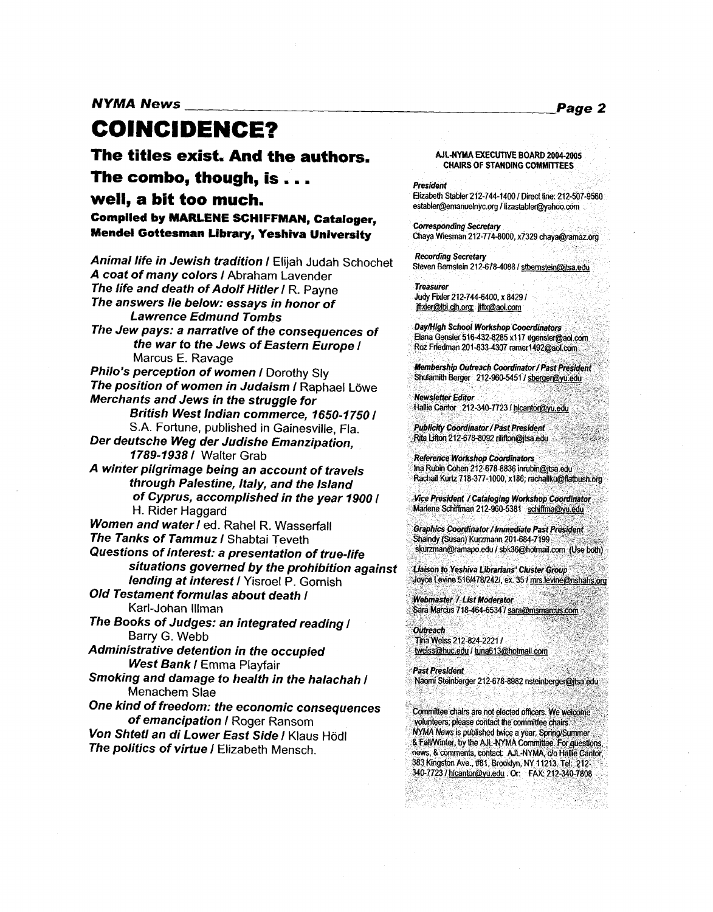# COINCIDENCE?

## The titles exist. And the authors. The combo, though, is . . . well, a bit too much.

**Compiled by MARLENE SCHIFFMAN, Cataloger, Mendel Gottesman Library, Yeshiva University**

***Animal life in Jewish tradition*** / Elijah Judah Schochet
***A coat of many colors*** / Abraham Lavender
***The life and death of Adolf Hitler*** / R. Payne
***The answers lie below: essays in honor of Lawrence Edmund Tombs***
***The Jew pays: a narrative of the consequences of the war to the Jews of Eastern Europe*** / Marcus E. Ravage
***Philo's perception of women*** / Dorothy Sly
***The position of women in Judaism*** / Raphael Löwe
***Merchants and Jews in the struggle for British West Indian commerce, 1650-1750*** / S.A. Fortune, published in Gainesville, Fla.
***Der deutsche Weg der Judishe Emanzipation, 1789-1938*** / Walter Grab
***A winter pilgrimage being an account of travels through Palestine, Italy, and the Island of Cyprus, accomplished in the year 1900*** / H. Rider Haggard
***Women and water*** / ed. Rahel R. Wasserfall
***The Tanks of Tammuz*** / Shabtai Teveth
***Questions of interest: a presentation of true-life situations governed by the prohibition against lending at interest*** / Yisroel P. Gornish
***Old Testament formulas about death*** / Karl-Johan Illman
***The Books of Judges: an integrated reading*** / Barry G. Webb
***Administrative detention in the occupied West Bank*** / Emma Playfair
***Smoking and damage to health in the halachah*** / Menachem Slae
***One kind of freedom: the economic consequences of emancipation*** / Roger Ransom
***Von Shtetl an di Lower East Side*** / Klaus Hödl
***The politics of virtue*** / Elizabeth Mensch.

---

**AJL-NYMA EXECUTIVE BOARD 2004-2005**
**CHAIRS OF STANDING COMMITTEES**

***President***
Elizabeth Stabler 212-744-1400 / Direct line: 212-507-9560 establer@emanuelnyc.org / lizastabler@yahoo.com

***Corresponding Secretary***
Chaya Wiesman 212-774-8000, x7329 chaya@ramaz.org

***Recording Secretary***
Steven Bernstein 212-678-4088 / stbernstein@jtsa.edu

***Treasurer***
Judy Fixler 212-744-6400, x 8429 / jfixler@tbi.gh.org; jlfix@aol.com

***Day/High School Workshop Cooerdinators***
Elana Gensler 516-432-8285 x117 egensler@aol.com
Roz Friedman 201-833-4307 ramer1492@aol.com

***Membership Outreach Coordinator / Past President***
Shulamith Berger 212-960-5451 / sberger@yu.edu

***Newsletter Editor***
Hallie Cantor 212-340-7723 / hlcantor@yu.edu

***Publicity Coordinator / Past President***
Rita Lifton 212-678-8092 rilifton@jtsa.edu

***Reference Workshop Coordinators***
Ina Rubin Cohen 212-678-8836 inrubin@jtsa.edu
Rachail Kurtz 718-377-1000, x186; rachailku@flatbush.org

***Vice President / Cataloging Workshop Coordinator***
Marlene Schiffman 212-960-5381 schiffma@yu.edu

***Graphics Coordinator / Immediate Past President***
Shaindy (Susan) Kurzmann 201-684-7199 skurzman@ramapo.edu / sbk36@hotmail.com (Use both)

***Liaison to Yeshiva Librarians' Cluster Group***
Joyce Levine 516/478/2421, ex. 35 / mrs.levine@nshahs.org

***Webmaster / List Moderator***
Sara Marcus 718-464-6534 / sara@msmarcus.com

***Outreach***
Tina Weiss 212-824-2221 / tweiss@huc.edu / tuna613@hotmail.com

***Past President***
Naomi Steinberger 212-678-8982 nsteinberger@jtsa.edu

Committee chairs are not elected officers. We welcome volunteers; please contact the committee chairs. *NYMA News* is published twice a year, Spring/Summer & Fall/Winter, by the AJL-NYMA Committee. For questions, news, & comments, contact: AJL-NYMA, c/o Hallie Cantor, 383 Kingston Ave., #81, Brooklyn, NY 11213. Tel: 212-340-7723 / hlcantor@yu.edu . Or: FAX: 212-340-7808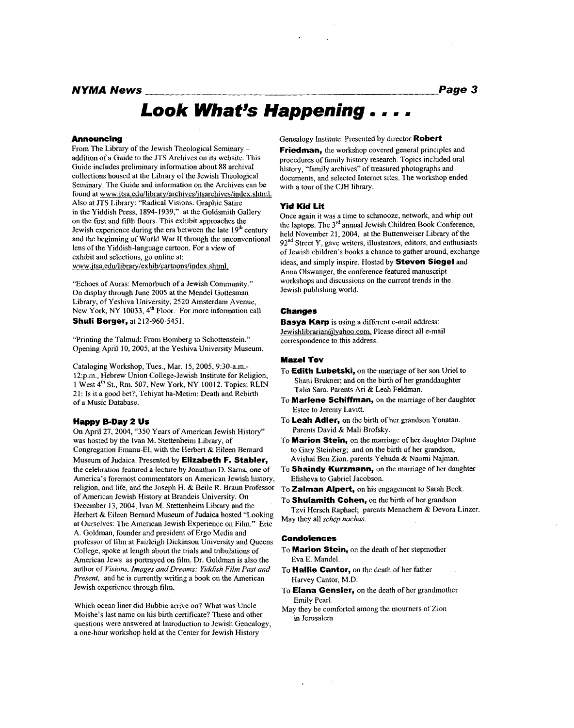# Look What's Happening . . . .

### Announcing

From The Library of the Jewish Theological Seminary – addition of a Guide to the JTS Archives on its website. This Guide includes preliminary information about 88 archival collections housed at the Library of the Jewish Theological Seminary. The Guide and information on the Archives can be found at www.jtsa.edu/library/archives/jtsarchives/index.shtml. Also at JTS Library: "Radical Visions: Graphic Satire in the Yiddish Press, 1894-1939," at the Goldsmith Gallery on the first and fifth floors. This exhibit approaches the Jewish experience during the era between the late 19th century and the beginning of World War II through the unconventional lens of the Yiddish-language cartoon. For a view of exhibit and selections, go online at: www.jtsa.edu/library/exhib/cartoons/index.shtml.

"Echoes of Auras: Memorbuch of a Jewish Community." On display through June 2005 at the Mendel Gottesman Library, of Yeshiva University, 2520 Amsterdam Avenue, New York, NY 10033, 4th Floor. For more information call **Shuli Berger,** at 212-960-5451.

"Printing the Talmud: From Bomberg to Schottenstein." Opening April 10, 2005, at the Yeshiva University Museum.

Cataloging Workshop, Tues., Mar. 15, 2005, 9:30-a.m.-12:p.m., Hebrew Union College-Jewish Institute for Religion, 1 West 4th St., Rm. 507, New York, NY 10012. Topics: RLIN 21: Is it a good bet?; Tehiyat ha-Metim: Death and Rebirth of a Music Database.

### Happy B-Day 2 Us

On April 27, 2004, "350 Years of American Jewish History" was hosted by the Ivan M. Stettenheim Library, of Congregation Emanu-El, with the Herbert & Eileen Bernard Museum of Judaica. Presented by **Elizabeth F. Stabler,** the celebration featured a lecture by Jonathan D. Sarna, one of America's foremost commentators on American Jewish history, religion, and life, and the Joseph H. & Beile R. Braun Professor of American Jewish History at Brandeis University. On December 13, 2004, Ivan M. Stettenheim Library and the Herbert & Eileen Bernard Museum of Judaica hosted "Looking at Ourselves: The American Jewish Experience on Film." Eric A. Goldman, founder and president of Ergo Media and professor of film at Fairleigh Dickinson University and Queens College, spoke at length about the trials and tribulations of American Jews as portrayed on film. Dr. Goldman is also the author of *Visions, Images and Dreams: Yiddish Film Past and Present,* and he is currently writing a book on the American Jewish experience through film.

Which ocean liner did Bubbie arrive on? What was Uncle Moishe's last name on his birth certificate? These and other questions were answered at Introduction to Jewish Genealogy, a one-hour workshop held at the Center for Jewish History Genealogy Institute. Presented by director **Robert Friedman,** the workshop covered general principles and procedures of family history research. Topics included oral history, "family archives" of treasured photographs and documents, and selected Internet sites. The workshop ended with a tour of the CJH library.

### Yid Kid Lit

Once again it was a time to schmooze, network, and whip out the laptops. The 3rd annual Jewish Children Book Conference, held November 21, 2004, at the Buttenweiser Library of the 92nd Street Y, gave writers, illustrators, editors, and enthusiasts of Jewish children's books a chance to gather around, exchange ideas, and simply inspire. Hosted by **Steven Siegel** and Anna Olswanger, the conference featured manuscript workshops and discussions on the current trends in the Jewish publishing world.

### Changes

**Basya Karp** is using a different e-mail address: Jewishlibrarian@yahoo.com. Please direct all e-mail correspondence to this address.

### Mazel Tov

- To **Edith Lubetski,** on the marriage of her son Uriel to Shani Brukner; and on the birth of her granddaughter Talia Sara. Parents Ari & Leah Feldman.
- To **Marlene Schiffman,** on the marriage of her daughter Estee to Jeremy Lavitt.
- To **Leah Adler,** on the birth of her grandson Yonatan. Parents David & Mali Brofsky.
- To **Marion Stein,** on the marriage of her daughter Daphne to Gary Steinberg; and on the birth of her grandson, Avishai Ben Zion. parents Yehuda & Naomi Najman.
- To **Shaindy Kurzmann,** on the marriage of her daughter Elisheva to Gabriel Jacobson.
- To **Zalman Alpert,** on his engagement to Sarah Beck.
- To **Shulamith Cohen,** on the birth of her grandson Tzvi Hersch Raphael; parents Menachem & Devora Linzer.

May they all *schep nachas.*

### Condolences

- To **Marion Stein,** on the death of her stepmother Eva E. Mandel.
- To **Hallie Cantor,** on the death of her father Harvey Cantor, M.D.
- To **Elana Gensler,** on the death of her grandmother Emily Pearl.

May they be comforted among the mourners of Zion in Jerusalem.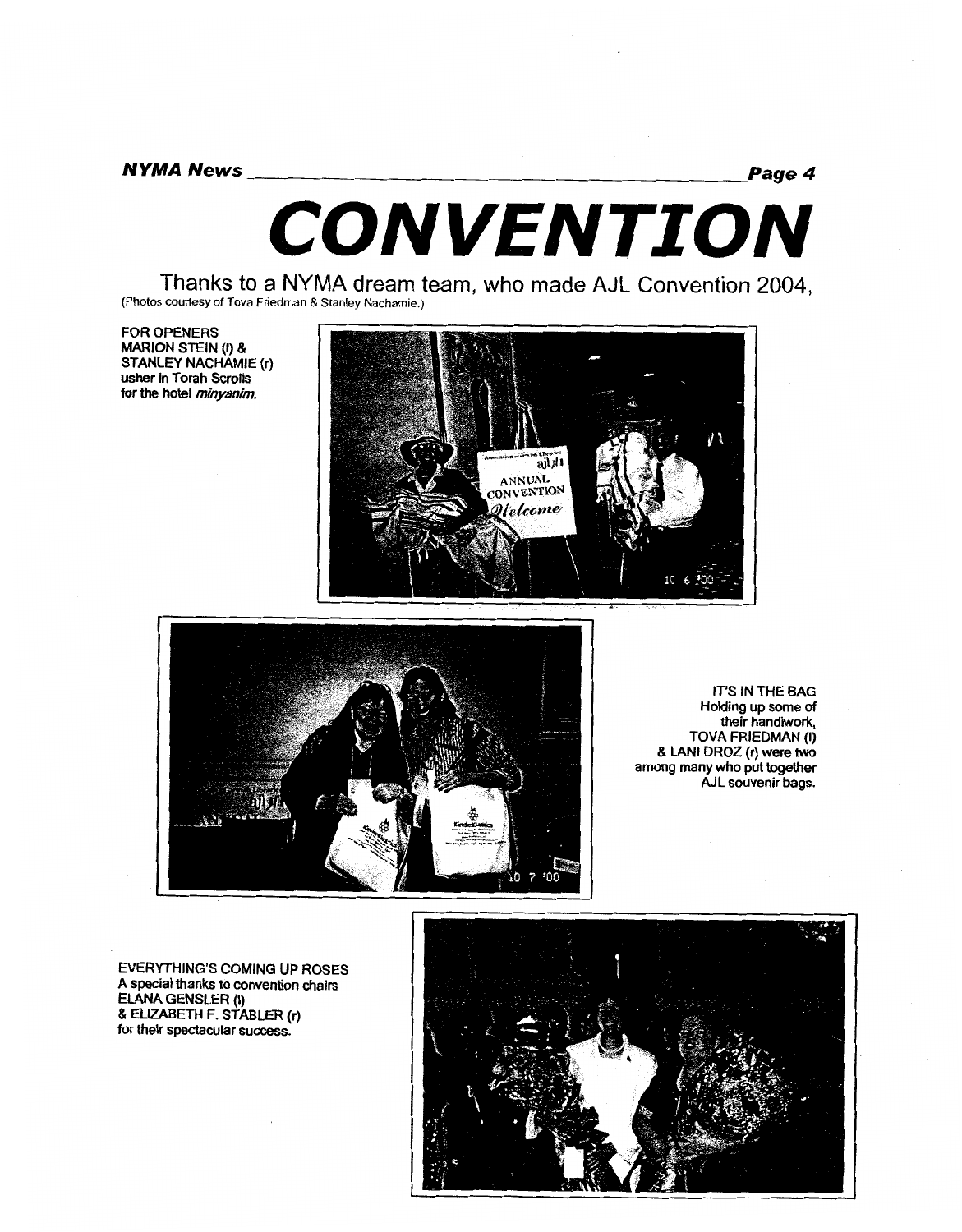# CONVENTION

Thanks to a NYMA dream team, who made AJL Convention 2004,

(Photos courtesy of Tova Friedman & Stanley Nachamie.)

FOR OPENERS
MARION STEIN (l) &
STANLEY NACHAMIE (r)
usher in Torah Scrolls
for the hotel *minyanim*.

IT'S IN THE BAG
Holding up some of
their handiwork,
TOVA FRIEDMAN (l)
& LANI DROZ (r) were two
among many who put together
AJL souvenir bags.

EVERYTHING'S COMING UP ROSES
A special thanks to convention chairs
ELANA GENSLER (l)
& ELIZABETH F. STABLER (r)
for their spectacular success.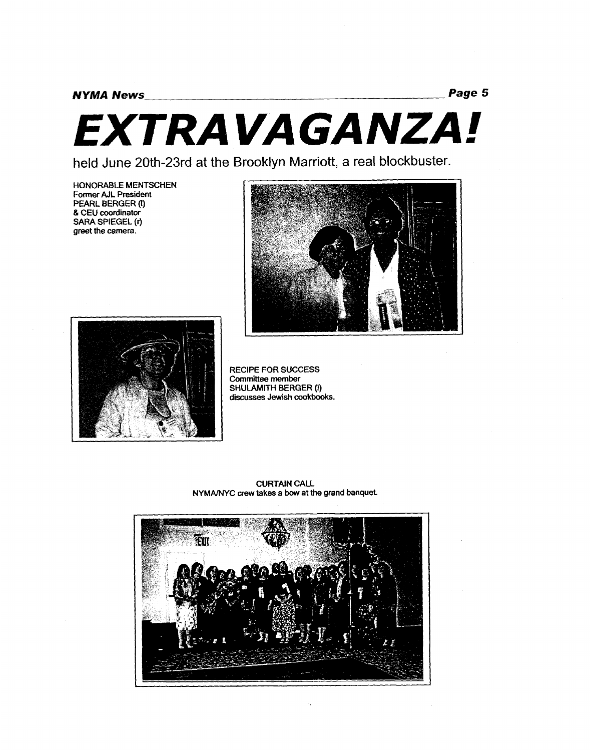# EXTRAVAGANZA!

held June 20th-23rd at the Brooklyn Marriott, a real blockbuster.

HONORABLE MENTSCHEN
Former AJL President
PEARL BERGER (l)
& CEU coordinator
SARA SPIEGEL (r)
greet the camera.

RECIPE FOR SUCCESS
Committee member
SHULAMITH BERGER (l)
discusses Jewish cookbooks.

CURTAIN CALL
NYMA/NYC crew takes a bow at the grand banquet.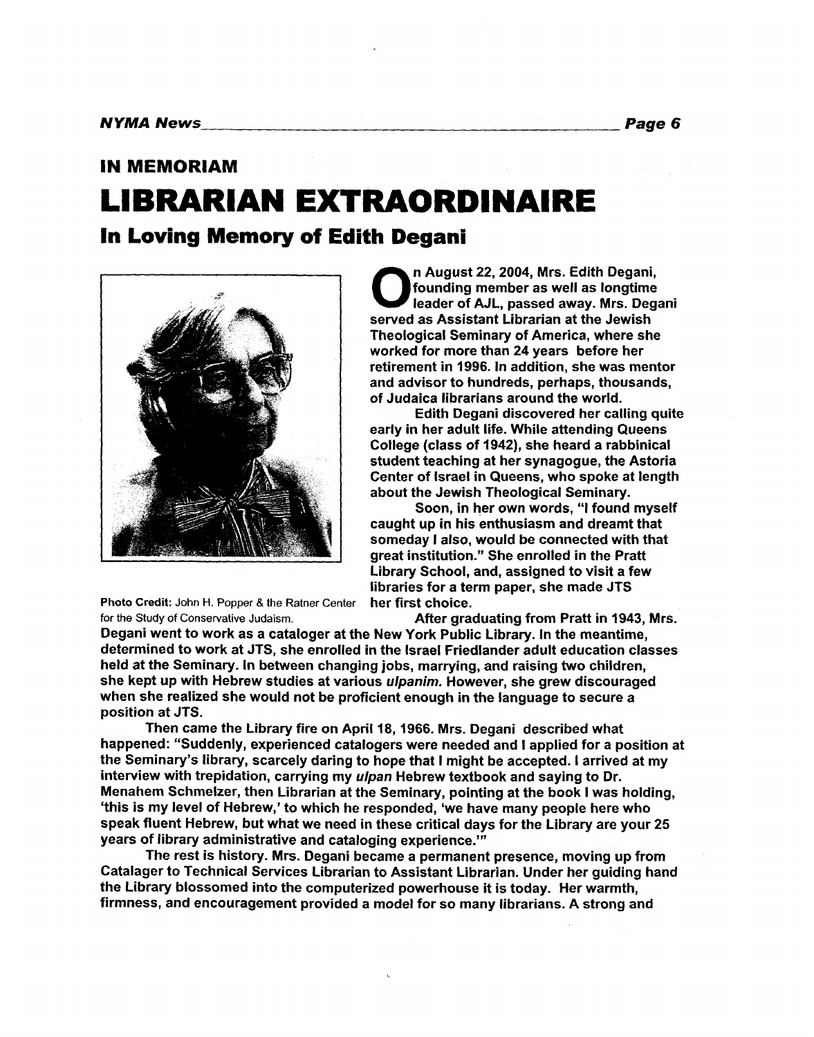## IN MEMORIAM

# LIBRARIAN EXTRAORDINAIRE

### In Loving Memory of Edith Degani

Photo Credit: John H. Popper & the Ratner Center for the Study of Conservative Judaism.

**On August 22, 2004, Mrs. Edith Degani, founding member as well as longtime leader of AJL, passed away. Mrs. Degani served as Assistant Librarian at the Jewish Theological Seminary of America, where she worked for more than 24 years before her retirement in 1996. In addition, she was mentor and advisor to hundreds, perhaps, thousands, of Judaica librarians around the world.**

**Edith Degani discovered her calling quite early in her adult life. While attending Queens College (class of 1942), she heard a rabbinical student teaching at her synagogue, the Astoria Center of Israel in Queens, who spoke at length about the Jewish Theological Seminary.**

**Soon, in her own words, "I found myself caught up in his enthusiasm and dreamt that someday I also, would be connected with that great institution." She enrolled in the Pratt Library School, and, assigned to visit a few libraries for a term paper, she made JTS her first choice.**

**After graduating from Pratt in 1943, Mrs. Degani went to work as a cataloger at the New York Public Library. In the meantime, determined to work at JTS, she enrolled in the Israel Friedlander adult education classes held at the Seminary. In between changing jobs, marrying, and raising two children, she kept up with Hebrew studies at various *ulpanim*. However, she grew discouraged when she realized she would not be proficient enough in the language to secure a position at JTS.**

**Then came the Library fire on April 18, 1966. Mrs. Degani described what happened: "Suddenly, experienced catalogers were needed and I applied for a position at the Seminary's library, scarcely daring to hope that I might be accepted. I arrived at my interview with trepidation, carrying my *ulpan* Hebrew textbook and saying to Dr. Menahem Schmelzer, then Librarian at the Seminary, pointing at the book I was holding, 'this is my level of Hebrew,' to which he responded, 'we have many people here who speak fluent Hebrew, but what we need in these critical days for the Library are your 25 years of library administrative and cataloging experience.'"**

**The rest is history. Mrs. Degani became a permanent presence, moving up from Catalager to Technical Services Librarian to Assistant Librarian. Under her guiding hand the Library blossomed into the computerized powerhouse it is today. Her warmth, firmness, and encouragement provided a model for so many librarians. A strong and**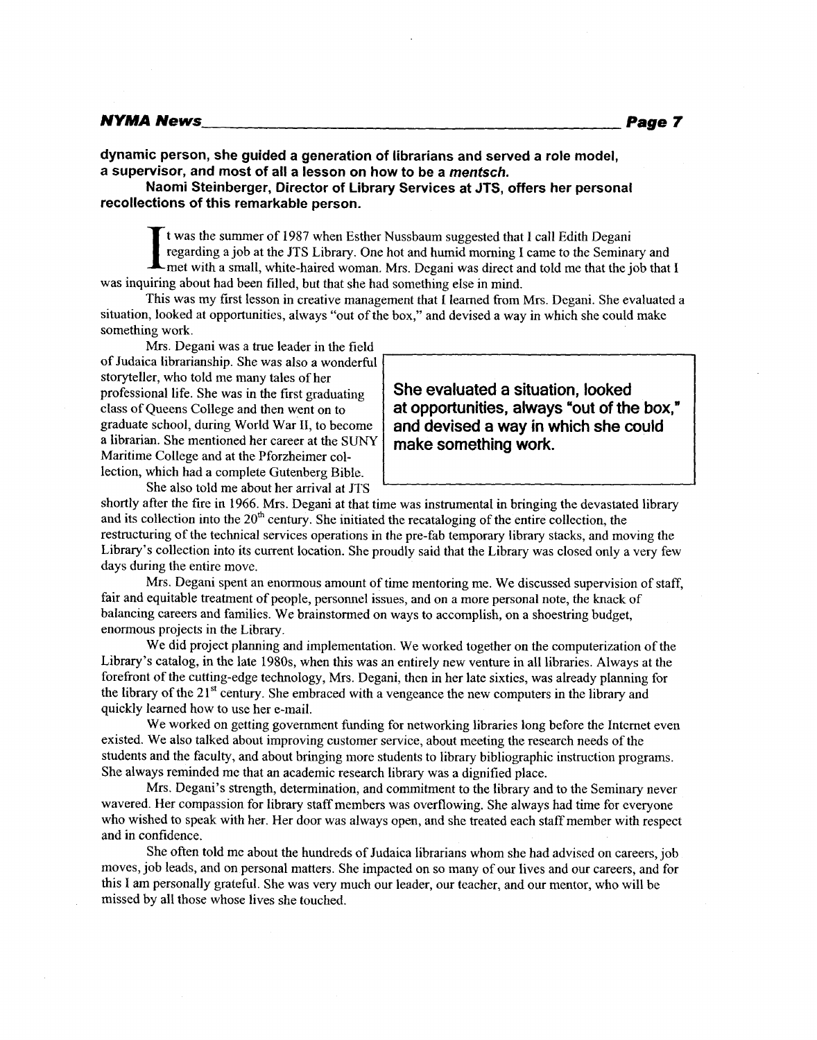**dynamic person, she guided a generation of librarians and served a role model, a supervisor, and most of all a lesson on how to be a *mentsch.***

**Naomi Steinberger, Director of Library Services at JTS, offers her personal recollections of this remarkable person.**

It was the summer of 1987 when Esther Nussbaum suggested that I call Edith Degani regarding a job at the JTS Library. One hot and humid morning I came to the Seminary and met with a small, white-haired woman. Mrs. Degani was direct and told me that the job that I was inquiring about had been filled, but that she had something else in mind.

This was my first lesson in creative management that I learned from Mrs. Degani. She evaluated a situation, looked at opportunities, always "out of the box," and devised a way in which she could make something work.

Mrs. Degani was a true leader in the field of Judaica librarianship. She was also a wonderful storyteller, who told me many tales of her professional life. She was in the first graduating class of Queens College and then went on to graduate school, during World War II, to become a librarian. She mentioned her career at the SUNY Maritime College and at the Pforzheimer collection, which had a complete Gutenberg Bible.

> **She evaluated a situation, looked at opportunities, always "out of the box," and devised a way in which she could make something work.**

She also told me about her arrival at JTS shortly after the fire in 1966. Mrs. Degani at that time was instrumental in bringing the devastated library and its collection into the 20th century. She initiated the recataloging of the entire collection, the restructuring of the technical services operations in the pre-fab temporary library stacks, and moving the Library's collection into its current location. She proudly said that the Library was closed only a very few days during the entire move.

Mrs. Degani spent an enormous amount of time mentoring me. We discussed supervision of staff, fair and equitable treatment of people, personnel issues, and on a more personal note, the knack of balancing careers and families. We brainstormed on ways to accomplish, on a shoestring budget, enormous projects in the Library.

We did project planning and implementation. We worked together on the computerization of the Library's catalog, in the late 1980s, when this was an entirely new venture in all libraries. Always at the forefront of the cutting-edge technology, Mrs. Degani, then in her late sixties, was already planning for the library of the 21st century. She embraced with a vengeance the new computers in the library and quickly learned how to use her e-mail.

We worked on getting government funding for networking libraries long before the Internet even existed. We also talked about improving customer service, about meeting the research needs of the students and the faculty, and about bringing more students to library bibliographic instruction programs. She always reminded me that an academic research library was a dignified place.

Mrs. Degani's strength, determination, and commitment to the library and to the Seminary never wavered. Her compassion for library staff members was overflowing. She always had time for everyone who wished to speak with her. Her door was always open, and she treated each staff member with respect and in confidence.

She often told me about the hundreds of Judaica librarians whom she had advised on careers, job moves, job leads, and on personal matters. She impacted on so many of our lives and our careers, and for this I am personally grateful. She was very much our leader, our teacher, and our mentor, who will be missed by all those whose lives she touched.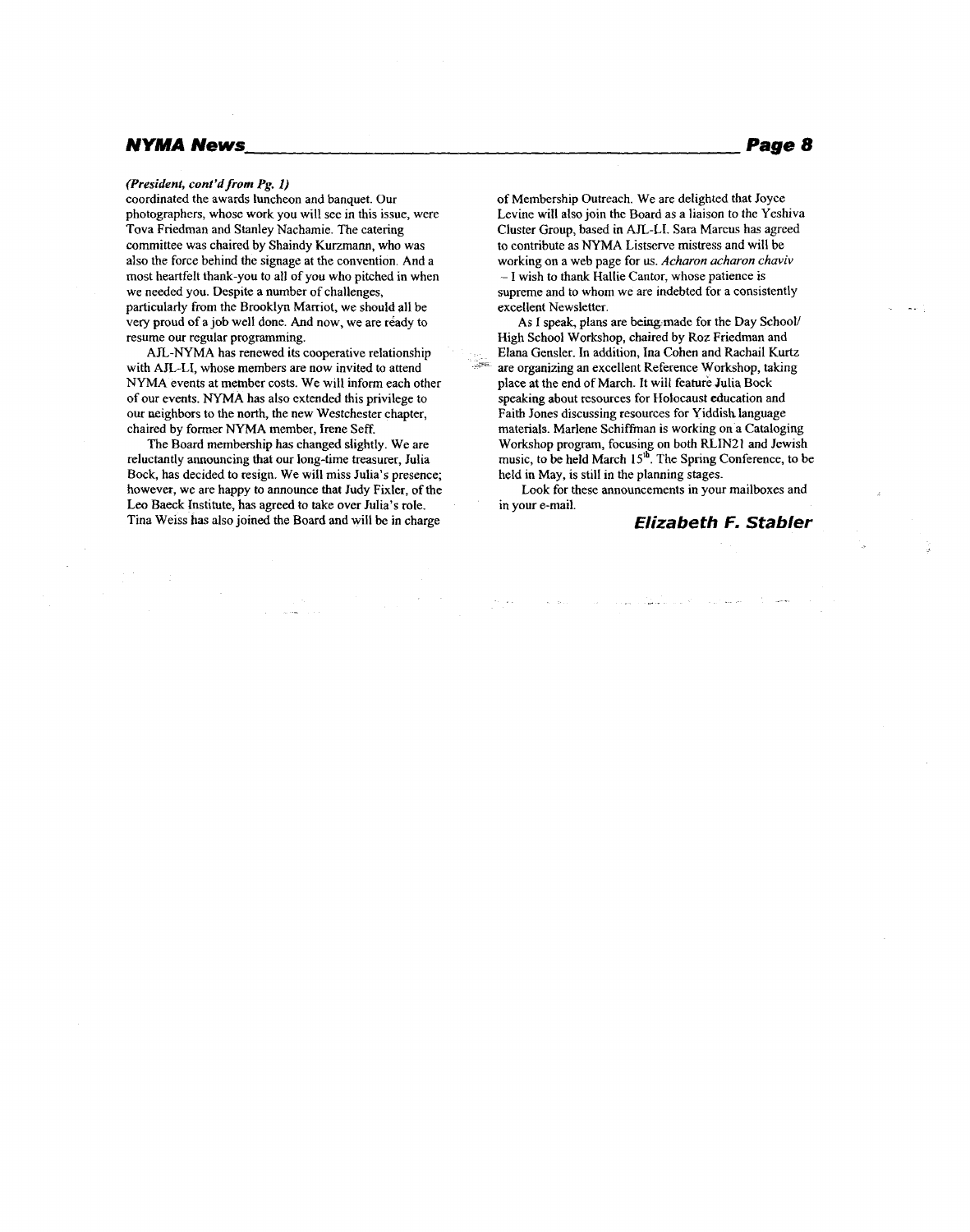*(President, cont'd from Pg. 1)*

coordinated the awards luncheon and banquet. Our photographers, whose work you will see in this issue, were Tova Friedman and Stanley Nachamie. The catering committee was chaired by Shaindy Kurzmann, who was also the force behind the signage at the convention. And a most heartfelt thank-you to all of you who pitched in when we needed you. Despite a number of challenges, particularly from the Brooklyn Marriot, we should all be very proud of a job well done. And now, we are ready to resume our regular programming.

AJL-NYMA has renewed its cooperative relationship with AJL-LI, whose members are now invited to attend NYMA events at member costs. We will inform each other of our events. NYMA has also extended this privilege to our neighbors to the north, the new Westchester chapter, chaired by former NYMA member, Irene Seff.

The Board membership has changed slightly. We are reluctantly announcing that our long-time treasurer, Julia Bock, has decided to resign. We will miss Julia's presence; however, we are happy to announce that Judy Fixler, of the Leo Baeck Institute, has agreed to take over Julia's role. Tina Weiss has also joined the Board and will be in charge of Membership Outreach. We are delighted that Joyce Levine will also join the Board as a liaison to the Yeshiva Cluster Group, based in AJL-LI. Sara Marcus has agreed to contribute as NYMA Listserve mistress and will be working on a web page for us. *Acharon acharon chaviv* – I wish to thank Hallie Cantor, whose patience is supreme and to whom we are indebted for a consistently excellent Newsletter.

As I speak, plans are being made for the Day School/ High School Workshop, chaired by Roz Friedman and Elana Gensler. In addition, Ina Cohen and Rachail Kurtz are organizing an excellent Reference Workshop, taking place at the end of March. It will feature Julia Bock speaking about resources for Holocaust education and Faith Jones discussing resources for Yiddish language materials. Marlene Schiffman is working on a Cataloging Workshop program, focusing on both RLIN21 and Jewish music, to be held March 15th. The Spring Conference, to be held in May, is still in the planning stages.

Look for these announcements in your mailboxes and in your e-mail.

***Elizabeth F. Stabler***